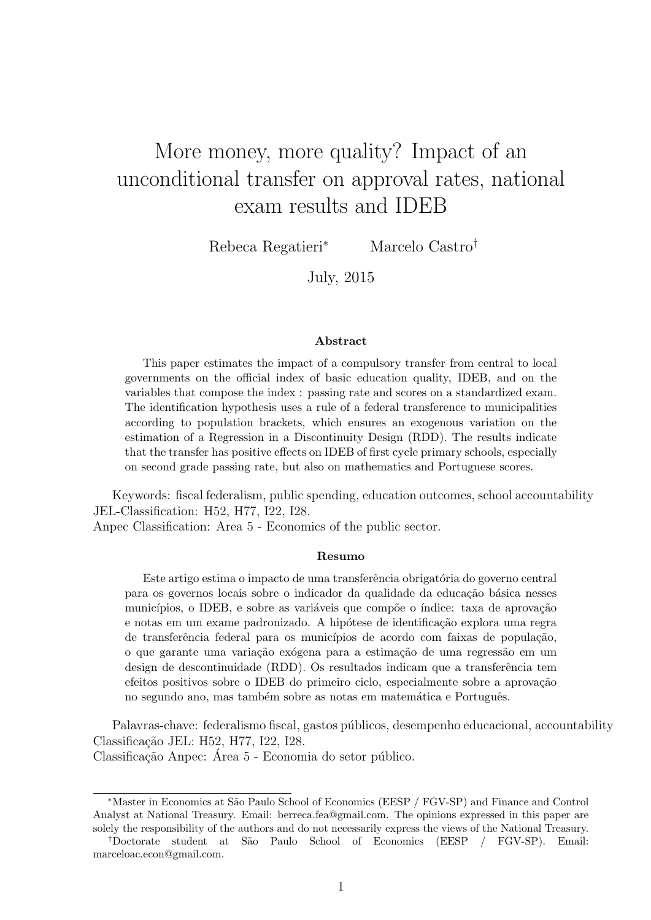# More money, more quality? Impact of an unconditional transfer on approval rates, national exam results and IDEB

Rebeca Regatieri[*] Marcelo Castro[†]

July, 2015

### Abstract

This paper estimates the impact of a compulsory transfer from central to local governments on the official index of basic education quality, IDEB, and on the variables that compose the index : passing rate and scores on a standardized exam. The identification hypothesis uses a rule of a federal transference to municipalities according to population brackets, which ensures an exogenous variation on the estimation of a Regression in a Discontinuity Design (RDD). The results indicate that the transfer has positive effects on IDEB of first cycle primary schools, especially on second grade passing rate, but also on mathematics and Portuguese scores.

Keywords: fiscal federalism, public spending, education outcomes, school accountability
JEL-Classification: H52, H77, I22, I28.
Anpec Classification: Area 5 - Economics of the public sector.

### Resumo

Este artigo estima o impacto de uma transferência obrigatória do governo central para os governos locais sobre o indicador da qualidade da educação básica nesses municípios, o IDEB, e sobre as variáveis que compõe o índice: taxa de aprovação e notas em um exame padronizado. A hipótese de identificação explora uma regra de transferência federal para os municípios de acordo com faixas de população, o que garante uma variação exógena para a estimação de uma regressão em um design de descontinuidade (RDD). Os resultados indicam que a transferência tem efeitos positivos sobre o IDEB do primeiro ciclo, especialmente sobre a aprovação no segundo ano, mas também sobre as notas em matemática e Português.

Palavras-chave: federalismo fiscal, gastos públicos, desempenho educacional, accountability
Classificação JEL: H52, H77, I22, I28.
Classificação Anpec: Área 5 - Economia do setor público.

---

[*] Master in Economics at São Paulo School of Economics (EESP / FGV-SP) and Finance and Control Analyst at National Treasury. Email: berreca.fea@gmail.com. The opinions expressed in this paper are solely the responsibility of the authors and do not necessarily express the views of the National Treasury.

[†] Doctorate student at São Paulo School of Economics (EESP / FGV-SP). Email: marceloac.econ@gmail.com.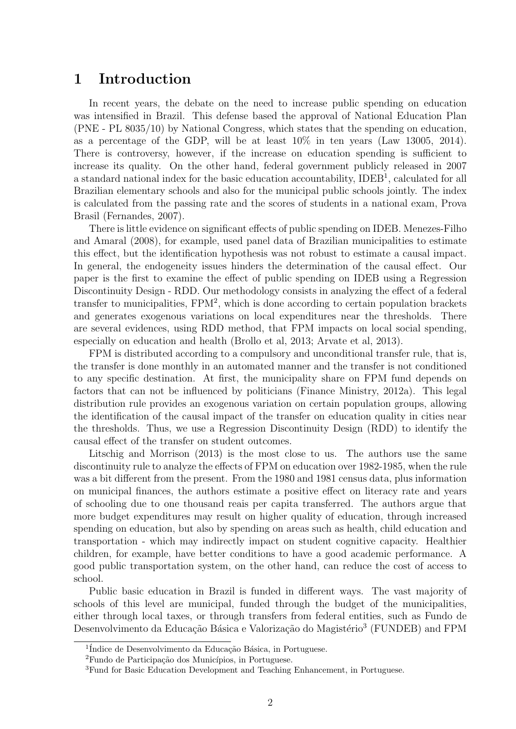# 1 Introduction

In recent years, the debate on the need to increase public spending on education was intensified in Brazil. This defense based the approval of National Education Plan (PNE - PL 8035/10) by National Congress, which states that the spending on education, as a percentage of the GDP, will be at least 10% in ten years (Law 13005, 2014). There is controversy, however, if the increase on education spending is sufficient to increase its quality. On the other hand, federal government publicly released in 2007 a standard national index for the basic education accountability, IDEB[1], calculated for all Brazilian elementary schools and also for the municipal public schools jointly. The index is calculated from the passing rate and the scores of students in a national exam, Prova Brasil (Fernandes, 2007).

There is little evidence on significant effects of public spending on IDEB. Menezes-Filho and Amaral (2008), for example, used panel data of Brazilian municipalities to estimate this effect, but the identification hypothesis was not robust to estimate a causal impact. In general, the endogeneity issues hinders the determination of the causal effect. Our paper is the first to examine the effect of public spending on IDEB using a Regression Discontinuity Design - RDD. Our methodology consists in analyzing the effect of a federal transfer to municipalities, FPM[2], which is done according to certain population brackets and generates exogenous variations on local expenditures near the thresholds. There are several evidences, using RDD method, that FPM impacts on local social spending, especially on education and health (Brollo et al, 2013; Arvate et al, 2013).

FPM is distributed according to a compulsory and unconditional transfer rule, that is, the transfer is done monthly in an automated manner and the transfer is not conditioned to any specific destination. At first, the municipality share on FPM fund depends on factors that can not be influenced by politicians (Finance Ministry, 2012a). This legal distribution rule provides an exogenous variation on certain population groups, allowing the identification of the causal impact of the transfer on education quality in cities near the thresholds. Thus, we use a Regression Discontinuity Design (RDD) to identify the causal effect of the transfer on student outcomes.

Litschig and Morrison (2013) is the most close to us. The authors use the same discontinuity rule to analyze the effects of FPM on education over 1982-1985, when the rule was a bit different from the present. From the 1980 and 1981 census data, plus information on municipal finances, the authors estimate a positive effect on literacy rate and years of schooling due to one thousand reais per capita transferred. The authors argue that more budget expenditures may result on higher quality of education, through increased spending on education, but also by spending on areas such as health, child education and transportation - which may indirectly impact on student cognitive capacity. Healthier children, for example, have better conditions to have a good academic performance. A good public transportation system, on the other hand, can reduce the cost of access to school.

Public basic education in Brazil is funded in different ways. The vast majority of schools of this level are municipal, funded through the budget of the municipalities, either through local taxes, or through transfers from federal entities, such as Fundo de Desenvolvimento da Educação Básica e Valorização do Magistério[3] (FUNDEB) and FPM

[1] Índice de Desenvolvimento da Educação Básica, in Portuguese.

[2] Fundo de Participação dos Municípios, in Portuguese.

[3] Fund for Basic Education Development and Teaching Enhancement, in Portuguese.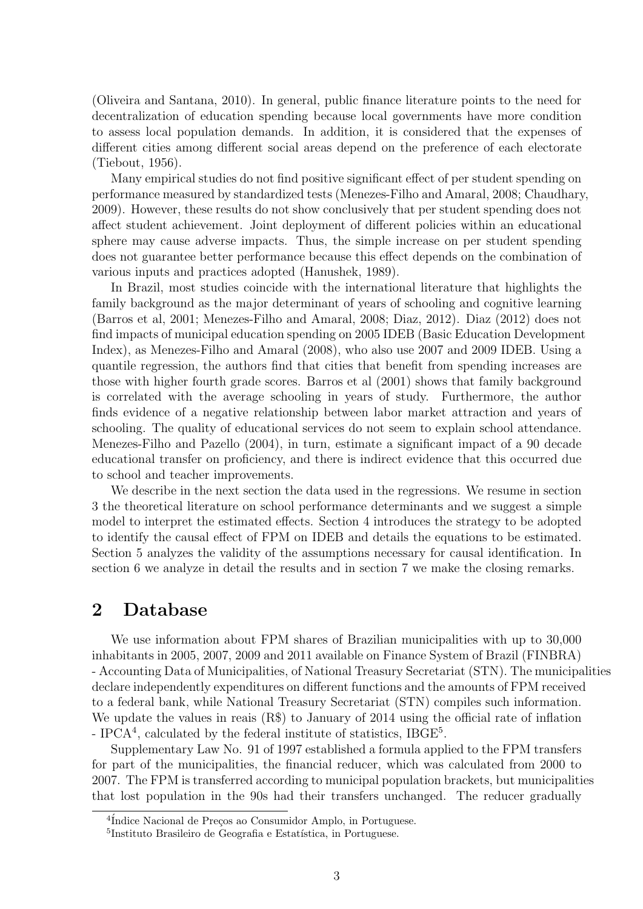(Oliveira and Santana, 2010). In general, public finance literature points to the need for decentralization of education spending because local governments have more condition to assess local population demands. In addition, it is considered that the expenses of different cities among different social areas depend on the preference of each electorate (Tiebout, 1956).

Many empirical studies do not find positive significant effect of per student spending on performance measured by standardized tests (Menezes-Filho and Amaral, 2008; Chaudhary, 2009). However, these results do not show conclusively that per student spending does not affect student achievement. Joint deployment of different policies within an educational sphere may cause adverse impacts. Thus, the simple increase on per student spending does not guarantee better performance because this effect depends on the combination of various inputs and practices adopted (Hanushek, 1989).

In Brazil, most studies coincide with the international literature that highlights the family background as the major determinant of years of schooling and cognitive learning (Barros et al, 2001; Menezes-Filho and Amaral, 2008; Diaz, 2012). Diaz (2012) does not find impacts of municipal education spending on 2005 IDEB (Basic Education Development Index), as Menezes-Filho and Amaral (2008), who also use 2007 and 2009 IDEB. Using a quantile regression, the authors find that cities that benefit from spending increases are those with higher fourth grade scores. Barros et al (2001) shows that family background is correlated with the average schooling in years of study. Furthermore, the author finds evidence of a negative relationship between labor market attraction and years of schooling. The quality of educational services do not seem to explain school attendance. Menezes-Filho and Pazello (2004), in turn, estimate a significant impact of a 90 decade educational transfer on proficiency, and there is indirect evidence that this occurred due to school and teacher improvements.

We describe in the next section the data used in the regressions. We resume in section 3 the theoretical literature on school performance determinants and we suggest a simple model to interpret the estimated effects. Section 4 introduces the strategy to be adopted to identify the causal effect of FPM on IDEB and details the equations to be estimated. Section 5 analyzes the validity of the assumptions necessary for causal identification. In section 6 we analyze in detail the results and in section 7 we make the closing remarks.

## 2 Database

We use information about FPM shares of Brazilian municipalities with up to 30,000 inhabitants in 2005, 2007, 2009 and 2011 available on Finance System of Brazil (FINBRA) - Accounting Data of Municipalities, of National Treasury Secretariat (STN). The municipalities declare independently expenditures on different functions and the amounts of FPM received to a federal bank, while National Treasury Secretariat (STN) compiles such information. We update the values in reais (R$) to January of 2014 using the official rate of inflation - IPCA[4], calculated by the federal institute of statistics, IBGE[5].

Supplementary Law No. 91 of 1997 established a formula applied to the FPM transfers for part of the municipalities, the financial reducer, which was calculated from 2000 to 2007. The FPM is transferred according to municipal population brackets, but municipalities that lost population in the 90s had their transfers unchanged. The reducer gradually

[4] Índice Nacional de Preços ao Consumidor Amplo, in Portuguese.

[5] Instituto Brasileiro de Geografia e Estatística, in Portuguese.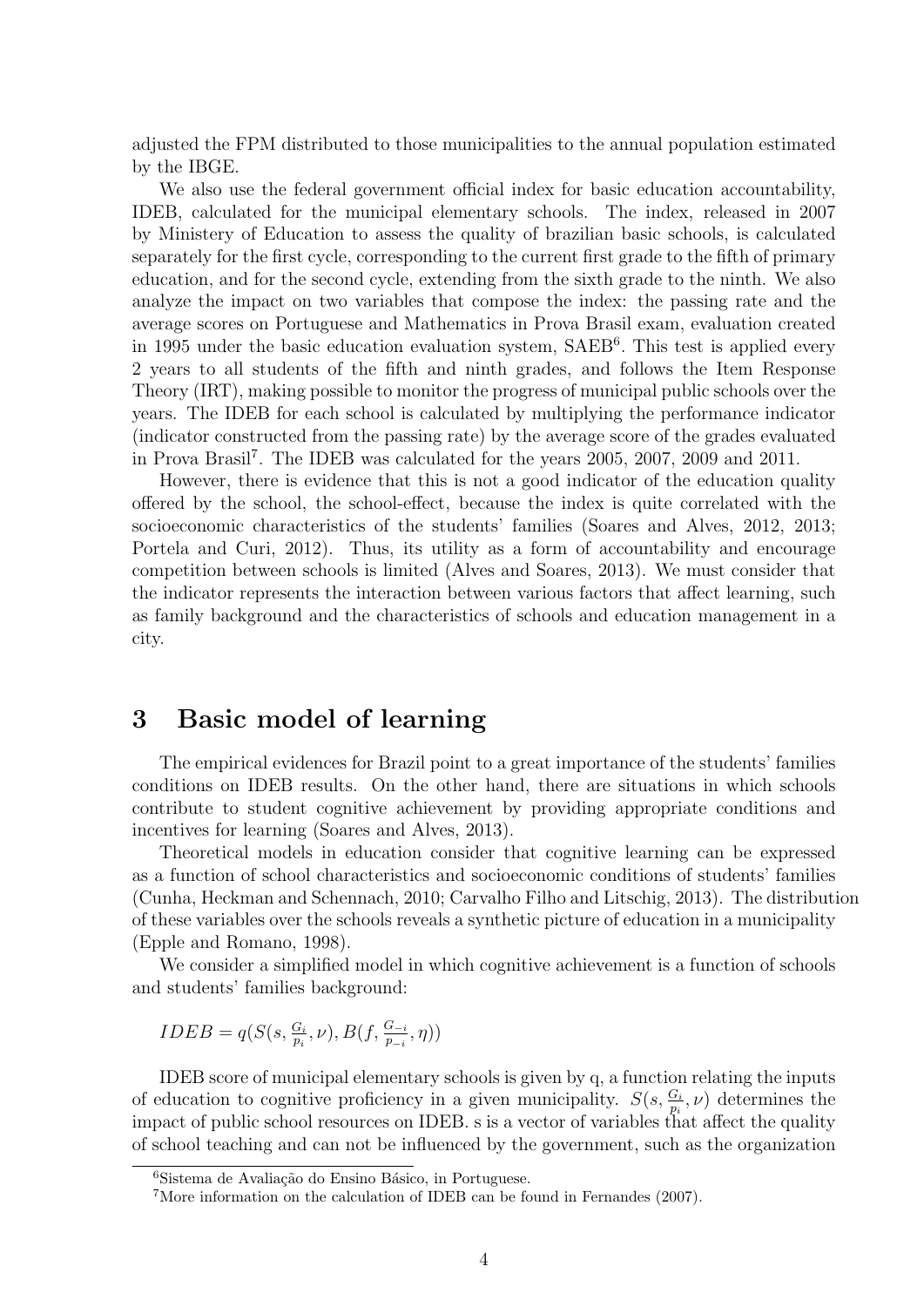adjusted the FPM distributed to those municipalities to the annual population estimated by the IBGE.

We also use the federal government official index for basic education accountability, IDEB, calculated for the municipal elementary schools. The index, released in 2007 by Ministery of Education to assess the quality of brazilian basic schools, is calculated separately for the first cycle, corresponding to the current first grade to the fifth of primary education, and for the second cycle, extending from the sixth grade to the ninth. We also analyze the impact on two variables that compose the index: the passing rate and the average scores on Portuguese and Mathematics in Prova Brasil exam, evaluation created in 1995 under the basic education evaluation system, SAEB[6]. This test is applied every 2 years to all students of the fifth and ninth grades, and follows the Item Response Theory (IRT), making possible to monitor the progress of municipal public schools over the years. The IDEB for each school is calculated by multiplying the performance indicator (indicator constructed from the passing rate) by the average score of the grades evaluated in Prova Brasil[7]. The IDEB was calculated for the years 2005, 2007, 2009 and 2011.

However, there is evidence that this is not a good indicator of the education quality offered by the school, the school-effect, because the index is quite correlated with the socioeconomic characteristics of the students' families (Soares and Alves, 2012, 2013; Portela and Curi, 2012). Thus, its utility as a form of accountability and encourage competition between schools is limited (Alves and Soares, 2013). We must consider that the indicator represents the interaction between various factors that affect learning, such as family background and the characteristics of schools and education management in a city.

# 3 Basic model of learning

The empirical evidences for Brazil point to a great importance of the students' families conditions on IDEB results. On the other hand, there are situations in which schools contribute to student cognitive achievement by providing appropriate conditions and incentives for learning (Soares and Alves, 2013).

Theoretical models in education consider that cognitive learning can be expressed as a function of school characteristics and socioeconomic conditions of students' families (Cunha, Heckman and Schennach, 2010; Carvalho Filho and Litschig, 2013). The distribution of these variables over the schools reveals a synthetic picture of education in a municipality (Epple and Romano, 1998).

We consider a simplified model in which cognitive achievement is a function of schools and students' families background:

$$IDEB = q(S(s, \frac{G_i}{p_i}, \nu), B(f, \frac{G_{-i}}{p_{-i}}, \eta))$$

IDEB score of municipal elementary schools is given by q, a function relating the inputs of education to cognitive proficiency in a given municipality. $S(s, \frac{G_i}{p_i}, \nu)$ determines the impact of public school resources on IDEB. s is a vector of variables that affect the quality of school teaching and can not be influenced by the government, such as the organization

[6]Sistema de Avaliação do Ensino Básico, in Portuguese.

[7]More information on the calculation of IDEB can be found in Fernandes (2007).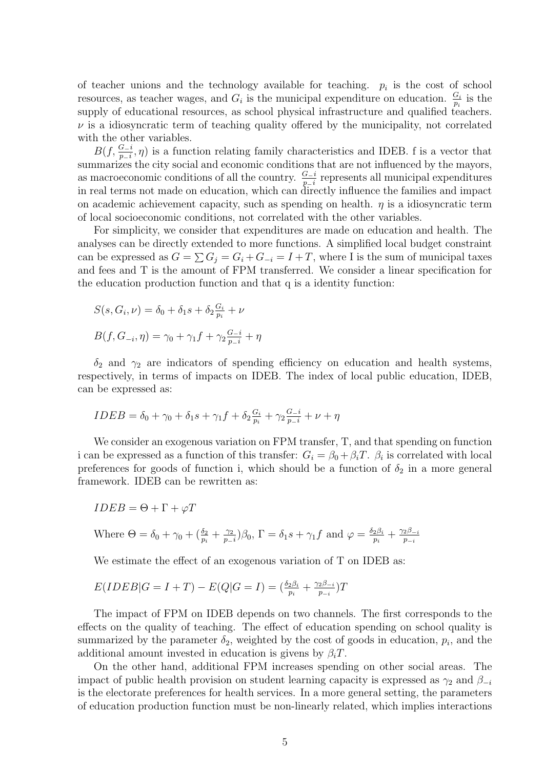of teacher unions and the technology available for teaching. $p_i$ is the cost of school resources, as teacher wages, and $G_i$ is the municipal expenditure on education. $\frac{G_i}{p_i}$ is the supply of educational resources, as school physical infrastructure and qualified teachers. $\nu$ is a idiosyncratic term of teaching quality offered by the municipality, not correlated with the other variables.

$B(f, \frac{G_{-i}}{p_{-i}}, \eta)$ is a function relating family characteristics and IDEB. f is a vector that summarizes the city social and economic conditions that are not influenced by the mayors, as macroeconomic conditions of all the country. $\frac{G_{-i}}{p_{-i}}$ represents all municipal expenditures in real terms not made on education, which can directly influence the families and impact on academic achievement capacity, such as spending on health. $\eta$ is a idiosyncratic term of local socioeconomic conditions, not correlated with the other variables.

For simplicity, we consider that expenditures are made on education and health. The analyses can be directly extended to more functions. A simplified local budget constraint can be expressed as $G = \sum G_j = G_i + G_{-i} = I + T$, where I is the sum of municipal taxes and fees and T is the amount of FPM transferred. We consider a linear specification for the education production function and that q is a identity function:

$$S(s, G_i, \nu) = \delta_0 + \delta_1 s + \delta_2 \frac{G_i}{p_i} + \nu$$

$$B(f, G_{-i}, \eta) = \gamma_0 + \gamma_1 f + \gamma_2 \frac{G_{-i}}{p_{-i}} + \eta$$

$\delta_2$ and $\gamma_2$ are indicators of spending efficiency on education and health systems, respectively, in terms of impacts on IDEB. The index of local public education, IDEB, can be expressed as:

$$IDEB = \delta_0 + \gamma_0 + \delta_1 s + \gamma_1 f + \delta_2 \frac{G_i}{p_i} + \gamma_2 \frac{G_{-i}}{p_{-i}} + \nu + \eta$$

We consider an exogenous variation on FPM transfer, T, and that spending on function i can be expressed as a function of this transfer: $G_i = \beta_0 + \beta_i T$. $\beta_i$ is correlated with local preferences for goods of function i, which should be a function of $\delta_2$ in a more general framework. IDEB can be rewritten as:

$$IDEB = \Theta + \Gamma + \varphi T$$

Where $\Theta = \delta_0 + \gamma_0 + (\frac{\delta_2}{p_i} + \frac{\gamma_2}{p_{-i}})\beta_0$, $\Gamma = \delta_1 s + \gamma_1 f$ and $\varphi = \frac{\delta_2 \beta_i}{p_i} + \frac{\gamma_2 \beta_{-i}}{p_{-i}}$

We estimate the effect of an exogenous variation of T on IDEB as:

$$E(IDEB|G = I + T) - E(Q|G = I) = (\frac{\delta_2 \beta_i}{p_i} + \frac{\gamma_2 \beta_{-i}}{p_{-i}})T$$

The impact of FPM on IDEB depends on two channels. The first corresponds to the effects on the quality of teaching. The effect of education spending on school quality is summarized by the parameter $\delta_2$, weighted by the cost of goods in education, $p_i$, and the additional amount invested in education is givens by $\beta_i T$.

On the other hand, additional FPM increases spending on other social areas. The impact of public health provision on student learning capacity is expressed as $\gamma_2$ and $\beta_{-i}$ is the electorate preferences for health services. In a more general setting, the parameters of education production function must be non-linearly related, which implies interactions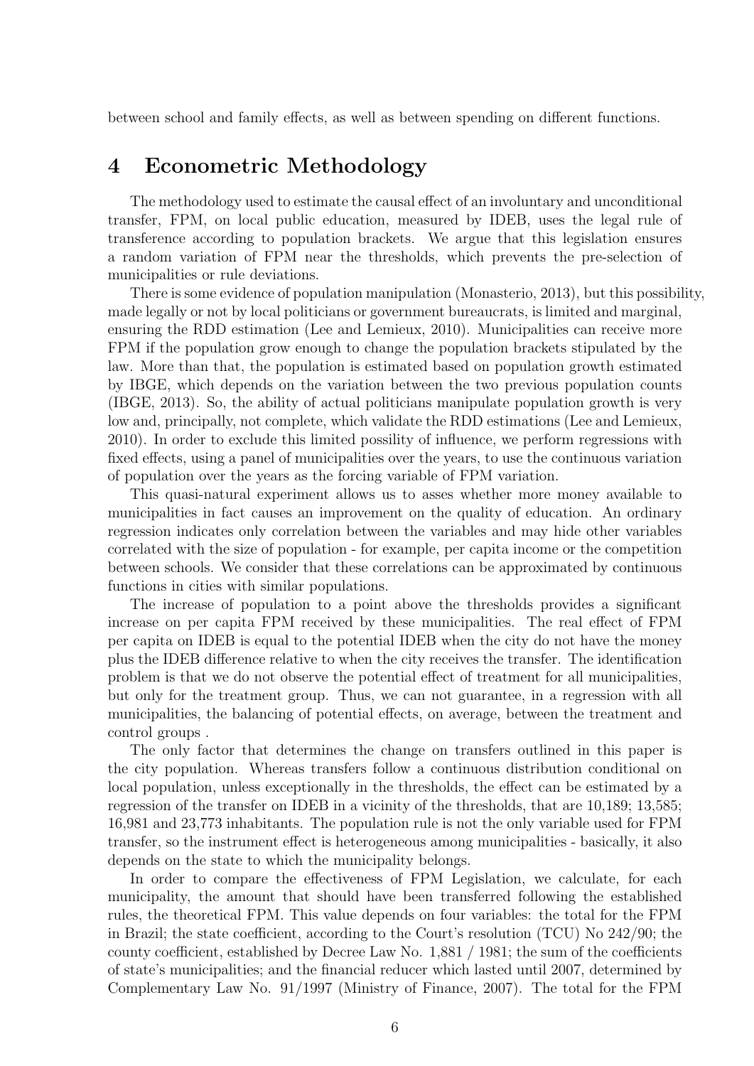between school and family effects, as well as between spending on different functions.

## 4 Econometric Methodology

The methodology used to estimate the causal effect of an involuntary and unconditional transfer, FPM, on local public education, measured by IDEB, uses the legal rule of transference according to population brackets. We argue that this legislation ensures a random variation of FPM near the thresholds, which prevents the pre-selection of municipalities or rule deviations.

There is some evidence of population manipulation (Monasterio, 2013), but this possibility, made legally or not by local politicians or government bureaucrats, is limited and marginal, ensuring the RDD estimation (Lee and Lemieux, 2010). Municipalities can receive more FPM if the population grow enough to change the population brackets stipulated by the law. More than that, the population is estimated based on population growth estimated by IBGE, which depends on the variation between the two previous population counts (IBGE, 2013). So, the ability of actual politicians manipulate population growth is very low and, principally, not complete, which validate the RDD estimations (Lee and Lemieux, 2010). In order to exclude this limited possility of influence, we perform regressions with fixed effects, using a panel of municipalities over the years, to use the continuous variation of population over the years as the forcing variable of FPM variation.

This quasi-natural experiment allows us to asses whether more money available to municipalities in fact causes an improvement on the quality of education. An ordinary regression indicates only correlation between the variables and may hide other variables correlated with the size of population - for example, per capita income or the competition between schools. We consider that these correlations can be approximated by continuous functions in cities with similar populations.

The increase of population to a point above the thresholds provides a significant increase on per capita FPM received by these municipalities. The real effect of FPM per capita on IDEB is equal to the potential IDEB when the city do not have the money plus the IDEB difference relative to when the city receives the transfer. The identification problem is that we do not observe the potential effect of treatment for all municipalities, but only for the treatment group. Thus, we can not guarantee, in a regression with all municipalities, the balancing of potential effects, on average, between the treatment and control groups .

The only factor that determines the change on transfers outlined in this paper is the city population. Whereas transfers follow a continuous distribution conditional on local population, unless exceptionally in the thresholds, the effect can be estimated by a regression of the transfer on IDEB in a vicinity of the thresholds, that are 10,189; 13,585; 16,981 and 23,773 inhabitants. The population rule is not the only variable used for FPM transfer, so the instrument effect is heterogeneous among municipalities - basically, it also depends on the state to which the municipality belongs.

In order to compare the effectiveness of FPM Legislation, we calculate, for each municipality, the amount that should have been transferred following the established rules, the theoretical FPM. This value depends on four variables: the total for the FPM in Brazil; the state coefficient, according to the Court's resolution (TCU) No 242/90; the county coefficient, established by Decree Law No. 1,881 / 1981; the sum of the coefficients of state's municipalities; and the financial reducer which lasted until 2007, determined by Complementary Law No. 91/1997 (Ministry of Finance, 2007). The total for the FPM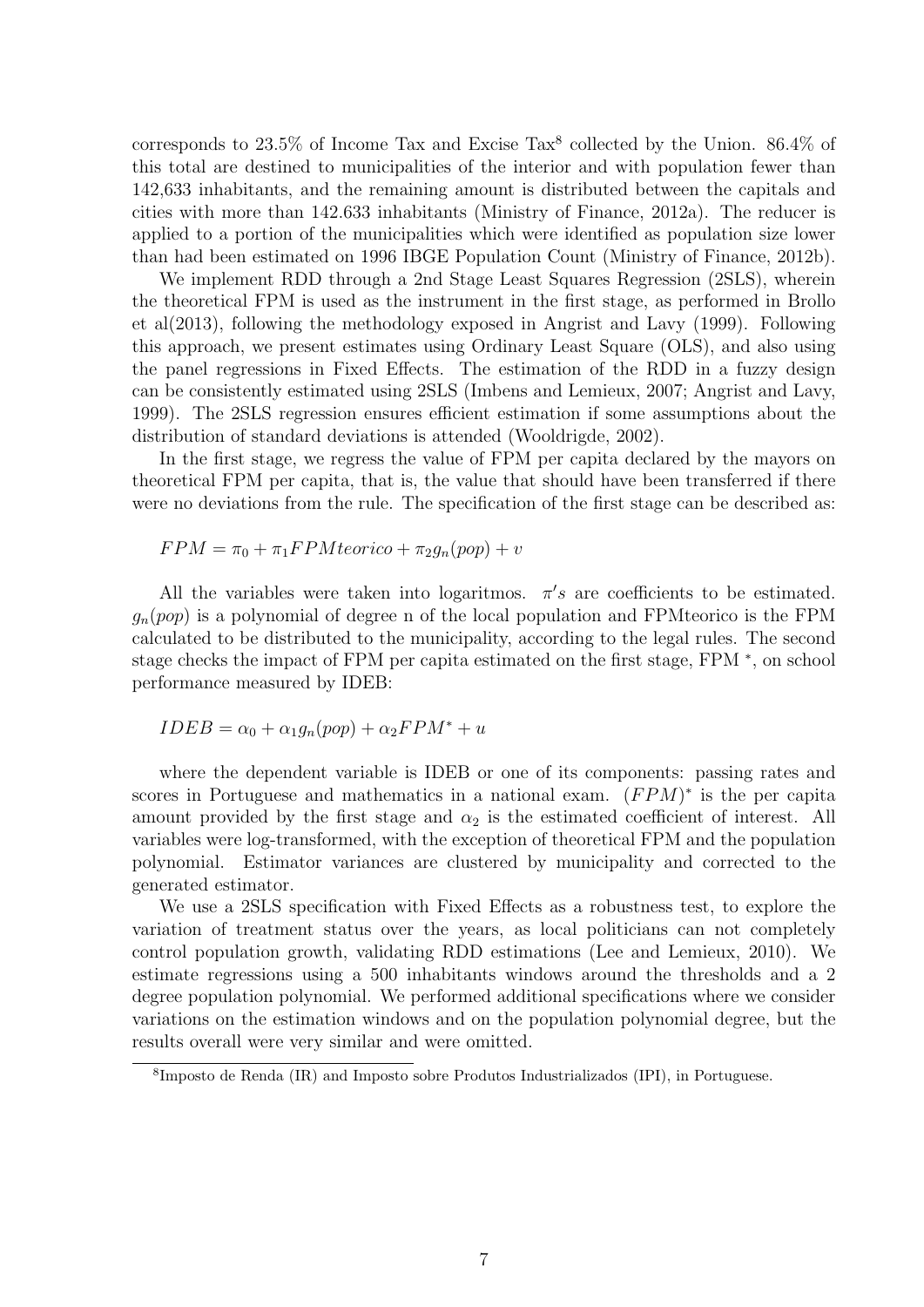corresponds to 23.5% of Income Tax and Excise Tax[8] collected by the Union. 86.4% of this total are destined to municipalities of the interior and with population fewer than 142,633 inhabitants, and the remaining amount is distributed between the capitals and cities with more than 142.633 inhabitants (Ministry of Finance, 2012a). The reducer is applied to a portion of the municipalities which were identified as population size lower than had been estimated on 1996 IBGE Population Count (Ministry of Finance, 2012b).

We implement RDD through a 2nd Stage Least Squares Regression (2SLS), wherein the theoretical FPM is used as the instrument in the first stage, as performed in Brollo et al(2013), following the methodology exposed in Angrist and Lavy (1999). Following this approach, we present estimates using Ordinary Least Square (OLS), and also using the panel regressions in Fixed Effects. The estimation of the RDD in a fuzzy design can be consistently estimated using 2SLS (Imbens and Lemieux, 2007; Angrist and Lavy, 1999). The 2SLS regression ensures efficient estimation if some assumptions about the distribution of standard deviations is attended (Wooldrigde, 2002).

In the first stage, we regress the value of FPM per capita declared by the mayors on theoretical FPM per capita, that is, the value that should have been transferred if there were no deviations from the rule. The specification of the first stage can be described as:

$$FPM = \pi_0 + \pi_1 FPMteorico + \pi_2 g_n(pop) + v$$

All the variables were taken into logaritmos. $\pi's$ are coefficients to be estimated. $g_n(pop)$ is a polynomial of degree n of the local population and FPMteorico is the FPM calculated to be distributed to the municipality, according to the legal rules. The second stage checks the impact of FPM per capita estimated on the first stage, FPM $^*$, on school performance measured by IDEB:

$$IDEB = \alpha_0 + \alpha_1 g_n(pop) + \alpha_2 FPM^* + u$$

where the dependent variable is IDEB or one of its components: passing rates and scores in Portuguese and mathematics in a national exam. $(FPM)^*$ is the per capita amount provided by the first stage and $\alpha_2$ is the estimated coefficient of interest. All variables were log-transformed, with the exception of theoretical FPM and the population polynomial. Estimator variances are clustered by municipality and corrected to the generated estimator.

We use a 2SLS specification with Fixed Effects as a robustness test, to explore the variation of treatment status over the years, as local politicians can not completely control population growth, validating RDD estimations (Lee and Lemieux, 2010). We estimate regressions using a 500 inhabitants windows around the thresholds and a 2 degree population polynomial. We performed additional specifications where we consider variations on the estimation windows and on the population polynomial degree, but the results overall were very similar and were omitted.

[8] Imposto de Renda (IR) and Imposto sobre Produtos Industrializados (IPI), in Portuguese.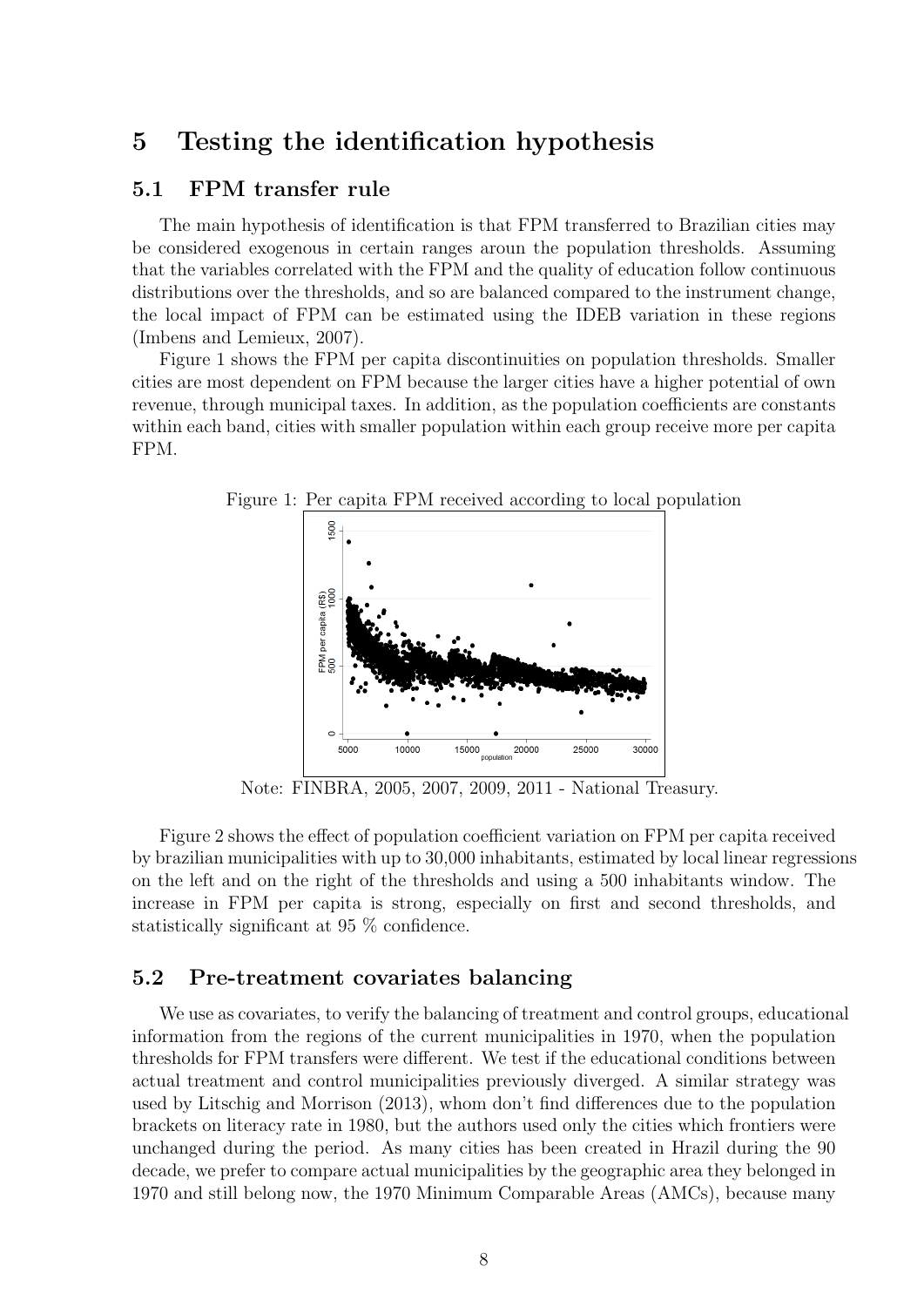# 5 Testing the identification hypothesis

## 5.1 FPM transfer rule

The main hypothesis of identification is that FPM transferred to Brazilian cities may be considered exogenous in certain ranges aroun the population thresholds. Assuming that the variables correlated with the FPM and the quality of education follow continuous distributions over the thresholds, and so are balanced compared to the instrument change, the local impact of FPM can be estimated using the IDEB variation in these regions (Imbens and Lemieux, 2007).

Figure 1 shows the FPM per capita discontinuities on population thresholds. Smaller cities are most dependent on FPM because the larger cities have a higher potential of own revenue, through municipal taxes. In addition, as the population coefficients are constants within each band, cities with smaller population within each group receive more per capita FPM.

Figure 1: Per capita FPM received according to local population

Note: FINBRA, 2005, 2007, 2009, 2011 - National Treasury.

Figure 2 shows the effect of population coefficient variation on FPM per capita received by brazilian municipalities with up to 30,000 inhabitants, estimated by local linear regressions on the left and on the right of the thresholds and using a 500 inhabitants window. The increase in FPM per capita is strong, especially on first and second thresholds, and statistically significant at 95 % confidence.

## 5.2 Pre-treatment covariates balancing

We use as covariates, to verify the balancing of treatment and control groups, educational information from the regions of the current municipalities in 1970, when the population thresholds for FPM transfers were different. We test if the educational conditions between actual treatment and control municipalities previously diverged. A similar strategy was used by Litschig and Morrison (2013), whom don't find differences due to the population brackets on literacy rate in 1980, but the authors used only the cities which frontiers were unchanged during the period. As many cities has been created in Hrazil during the 90 decade, we prefer to compare actual municipalities by the geographic area they belonged in 1970 and still belong now, the 1970 Minimum Comparable Areas (AMCs), because many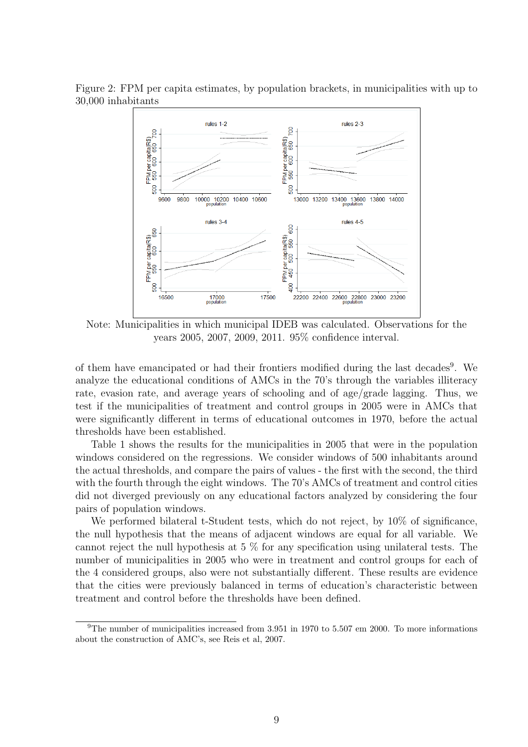Figure 2: FPM per capita estimates, by population brackets, in municipalities with up to 30,000 inhabitants

Note: Municipalities in which municipal IDEB was calculated. Observations for the years 2005, 2007, 2009, 2011. 95% confidence interval.

of them have emancipated or had their frontiers modified during the last decades[9]. We analyze the educational conditions of AMCs in the 70's through the variables illiteracy rate, evasion rate, and average years of schooling and of age/grade lagging. Thus, we test if the municipalities of treatment and control groups in 2005 were in AMCs that were significantly different in terms of educational outcomes in 1970, before the actual thresholds have been established.

Table 1 shows the results for the municipalities in 2005 that were in the population windows considered on the regressions. We consider windows of 500 inhabitants around the actual thresholds, and compare the pairs of values - the first with the second, the third with the fourth through the eight windows. The 70's AMCs of treatment and control cities did not diverged previously on any educational factors analyzed by considering the four pairs of population windows.

We performed bilateral t-Student tests, which do not reject, by 10% of significance, the null hypothesis that the means of adjacent windows are equal for all variable. We cannot reject the null hypothesis at 5 % for any specification using unilateral tests. The number of municipalities in 2005 who were in treatment and control groups for each of the 4 considered groups, also were not substantially different. These results are evidence that the cities were previously balanced in terms of education's characteristic between treatment and control before the thresholds have been defined.

[9]The number of municipalities increased from 3.951 in 1970 to 5.507 em 2000. To more informations about the construction of AMC's, see Reis et al, 2007.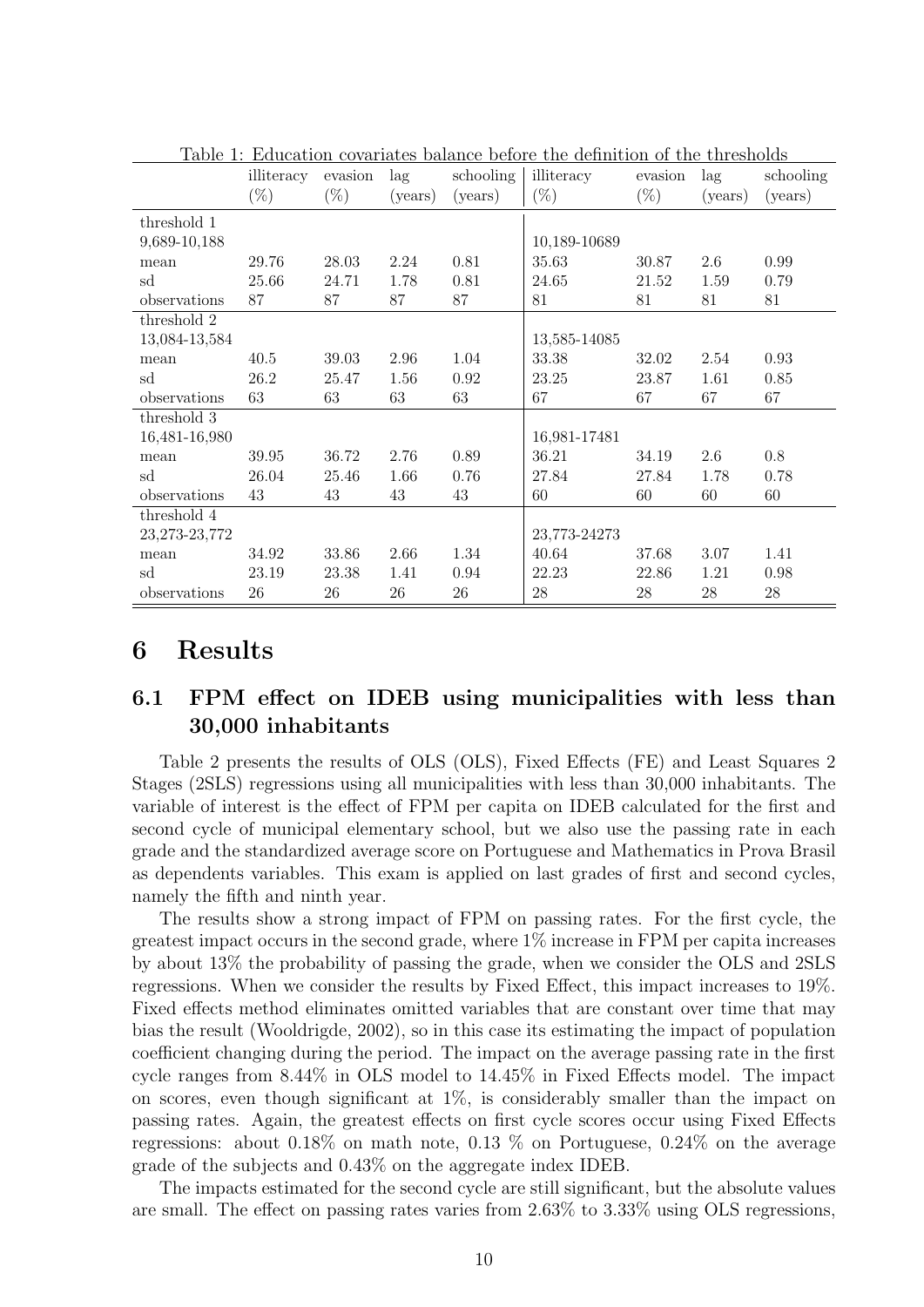Table 1: Education covariates balance before the definition of the thresholds

| | illiteracy (%) | evasion (%) | lag (years) | schooling (years) | illiteracy (%) | evasion (%) | lag (years) | schooling (years) |
|---|---|---|---|---|---|---|---|---|
| threshold 1 | | | | | | | | |
| 9,689-10,188 | | | | | 10,189-10689 | | | |
| mean | 29.76 | 28.03 | 2.24 | 0.81 | 35.63 | 30.87 | 2.6 | 0.99 |
| sd | 25.66 | 24.71 | 1.78 | 0.81 | 24.65 | 21.52 | 1.59 | 0.79 |
| observations | 87 | 87 | 87 | 87 | 81 | 81 | 81 | 81 |
| threshold 2 | | | | | | | | |
| 13,084-13,584 | | | | | 13,585-14085 | | | |
| mean | 40.5 | 39.03 | 2.96 | 1.04 | 33.38 | 32.02 | 2.54 | 0.93 |
| sd | 26.2 | 25.47 | 1.56 | 0.92 | 23.25 | 23.87 | 1.61 | 0.85 |
| observations | 63 | 63 | 63 | 63 | 67 | 67 | 67 | 67 |
| threshold 3 | | | | | | | | |
| 16,481-16,980 | | | | | 16,981-17481 | | | |
| mean | 39.95 | 36.72 | 2.76 | 0.89 | 36.21 | 34.19 | 2.6 | 0.8 |
| sd | 26.04 | 25.46 | 1.66 | 0.76 | 27.84 | 27.84 | 1.78 | 0.78 |
| observations | 43 | 43 | 43 | 43 | 60 | 60 | 60 | 60 |
| threshold 4 | | | | | | | | |
| 23,273-23,772 | | | | | 23,773-24273 | | | |
| mean | 34.92 | 33.86 | 2.66 | 1.34 | 40.64 | 37.68 | 3.07 | 1.41 |
| sd | 23.19 | 23.38 | 1.41 | 0.94 | 22.23 | 22.86 | 1.21 | 0.98 |
| observations | 26 | 26 | 26 | 26 | 28 | 28 | 28 | 28 |

# 6 Results

## 6.1 FPM effect on IDEB using municipalities with less than 30,000 inhabitants

Table 2 presents the results of OLS (OLS), Fixed Effects (FE) and Least Squares 2 Stages (2SLS) regressions using all municipalities with less than 30,000 inhabitants. The variable of interest is the effect of FPM per capita on IDEB calculated for the first and second cycle of municipal elementary school, but we also use the passing rate in each grade and the standardized average score on Portuguese and Mathematics in Prova Brasil as dependents variables. This exam is applied on last grades of first and second cycles, namely the fifth and ninth year.

The results show a strong impact of FPM on passing rates. For the first cycle, the greatest impact occurs in the second grade, where 1% increase in FPM per capita increases by about 13% the probability of passing the grade, when we consider the OLS and 2SLS regressions. When we consider the results by Fixed Effect, this impact increases to 19%. Fixed effects method eliminates omitted variables that are constant over time that may bias the result (Wooldrigde, 2002), so in this case its estimating the impact of population coefficient changing during the period. The impact on the average passing rate in the first cycle ranges from 8.44% in OLS model to 14.45% in Fixed Effects model. The impact on scores, even though significant at 1%, is considerably smaller than the impact on passing rates. Again, the greatest effects on first cycle scores occur using Fixed Effects regressions: about 0.18% on math note, 0.13 % on Portuguese, 0.24% on the average grade of the subjects and 0.43% on the aggregate index IDEB.

The impacts estimated for the second cycle are still significant, but the absolute values are small. The effect on passing rates varies from 2.63% to 3.33% using OLS regressions,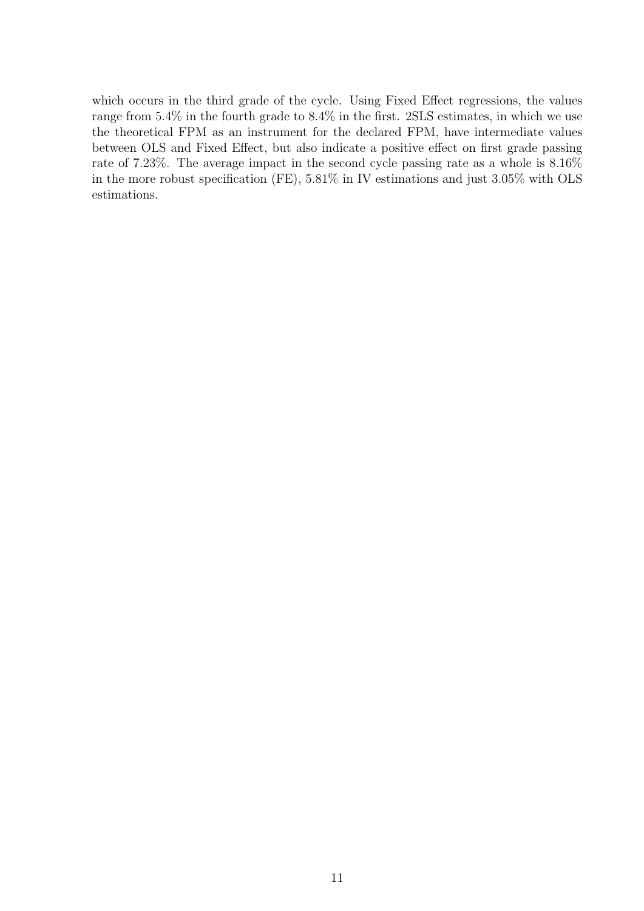which occurs in the third grade of the cycle. Using Fixed Effect regressions, the values range from 5.4% in the fourth grade to 8.4% in the first. 2SLS estimates, in which we use the theoretical FPM as an instrument for the declared FPM, have intermediate values between OLS and Fixed Effect, but also indicate a positive effect on first grade passing rate of 7.23%. The average impact in the second cycle passing rate as a whole is 8.16% in the more robust specification (FE), 5.81% in IV estimations and just 3.05% with OLS estimations.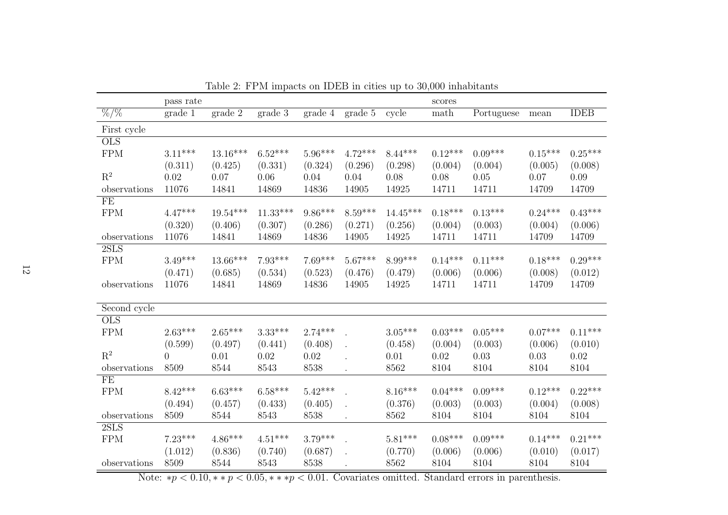Table 2: FPM impacts on IDEB in cities up to 30,000 inhabitants

| | pass rate | | | | | | scores | | | |
|---|---|---|---|---|---|---|---|---|---|---|
| %/% | grade 1 | grade 2 | grade 3 | grade 4 | grade 5 | cycle | math | Portuguese | mean | IDEB |
| **First cycle** | | | | | | | | | | |
| **OLS** | | | | | | | | | | |
| FPM | 3.11*** | 13.16*** | 6.52*** | 5.96*** | 4.72*** | 8.44*** | 0.12*** | 0.09*** | 0.15*** | 0.25*** |
| | (0.311) | (0.425) | (0.331) | (0.324) | (0.296) | (0.298) | (0.004) | (0.004) | (0.005) | (0.008) |
| $R^2$ | 0.02 | 0.07 | 0.06 | 0.04 | 0.04 | 0.08 | 0.08 | 0.05 | 0.07 | 0.09 |
| observations | 11076 | 14841 | 14869 | 14836 | 14905 | 14925 | 14711 | 14711 | 14709 | 14709 |
| **FE** | | | | | | | | | | |
| FPM | 4.47*** | 19.54*** | 11.33*** | 9.86*** | 8.59*** | 14.45*** | 0.18*** | 0.13*** | 0.24*** | 0.43*** |
| | (0.320) | (0.406) | (0.307) | (0.286) | (0.271) | (0.256) | (0.004) | (0.003) | (0.004) | (0.006) |
| observations | 11076 | 14841 | 14869 | 14836 | 14905 | 14925 | 14711 | 14711 | 14709 | 14709 |
| **2SLS** | | | | | | | | | | |
| FPM | 3.49*** | 13.66*** | 7.93*** | 7.69*** | 5.67*** | 8.99*** | 0.14*** | 0.11*** | 0.18*** | 0.29*** |
| | (0.471) | (0.685) | (0.534) | (0.523) | (0.476) | (0.479) | (0.006) | (0.006) | (0.008) | (0.012) |
| observations | 11076 | 14841 | 14869 | 14836 | 14905 | 14925 | 14711 | 14711 | 14709 | 14709 |
| **Second cycle** | | | | | | | | | | |
| **OLS** | | | | | | | | | | |
| FPM | 2.63*** | 2.65*** | 3.33*** | 2.74*** | . | 3.05*** | 0.03*** | 0.05*** | 0.07*** | 0.11*** |
| | (0.599) | (0.497) | (0.441) | (0.408) | . | (0.458) | (0.004) | (0.003) | (0.006) | (0.010) |
| $R^2$ | 0 | 0.01 | 0.02 | 0.02 | . | 0.01 | 0.02 | 0.03 | 0.03 | 0.02 |
| observations | 8509 | 8544 | 8543 | 8538 | . | 8562 | 8104 | 8104 | 8104 | 8104 |
| **FE** | | | | | | | | | | |
| FPM | 8.42*** | 6.63*** | 6.58*** | 5.42*** | . | 8.16*** | 0.04*** | 0.09*** | 0.12*** | 0.22*** |
| | (0.494) | (0.457) | (0.433) | (0.405) | . | (0.376) | (0.003) | (0.003) | (0.004) | (0.008) |
| observations | 8509 | 8544 | 8543 | 8538 | . | 8562 | 8104 | 8104 | 8104 | 8104 |
| **2SLS** | | | | | | | | | | |
| FPM | 7.23*** | 4.86*** | 4.51*** | 3.79*** | . | 5.81*** | 0.08*** | 0.09*** | 0.14*** | 0.21*** |
| | (1.012) | (0.836) | (0.740) | (0.687) | . | (0.770) | (0.006) | (0.006) | (0.010) | (0.017) |
| observations | 8509 | 8544 | 8543 | 8538 | . | 8562 | 8104 | 8104 | 8104 | 8104 |

Note: $*p < 0.10, **p < 0.05, ***p < 0.01$. Covariates omitted. Standard errors in parenthesis.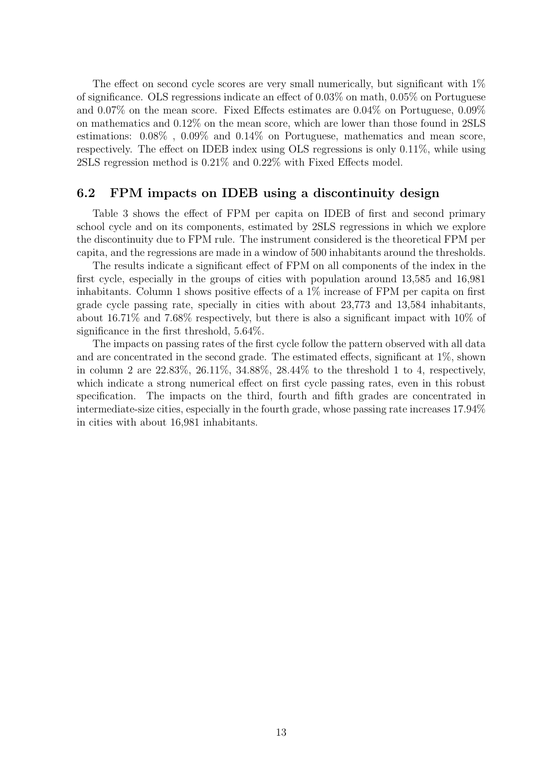The effect on second cycle scores are very small numerically, but significant with 1% of significance. OLS regressions indicate an effect of 0.03% on math, 0.05% on Portuguese and 0.07% on the mean score. Fixed Effects estimates are 0.04% on Portuguese, 0.09% on mathematics and 0.12% on the mean score, which are lower than those found in 2SLS estimations: 0.08% , 0.09% and 0.14% on Portuguese, mathematics and mean score, respectively. The effect on IDEB index using OLS regressions is only 0.11%, while using 2SLS regression method is 0.21% and 0.22% with Fixed Effects model.

## 6.2 FPM impacts on IDEB using a discontinuity design

Table 3 shows the effect of FPM per capita on IDEB of first and second primary school cycle and on its components, estimated by 2SLS regressions in which we explore the discontinuity due to FPM rule. The instrument considered is the theoretical FPM per capita, and the regressions are made in a window of 500 inhabitants around the thresholds.

The results indicate a significant effect of FPM on all components of the index in the first cycle, especially in the groups of cities with population around 13,585 and 16,981 inhabitants. Column 1 shows positive effects of a 1% increase of FPM per capita on first grade cycle passing rate, specially in cities with about 23,773 and 13,584 inhabitants, about 16.71% and 7.68% respectively, but there is also a significant impact with 10% of significance in the first threshold, 5.64%.

The impacts on passing rates of the first cycle follow the pattern observed with all data and are concentrated in the second grade. The estimated effects, significant at 1%, shown in column 2 are 22.83%, 26.11%, 34.88%, 28.44% to the threshold 1 to 4, respectively, which indicate a strong numerical effect on first cycle passing rates, even in this robust specification. The impacts on the third, fourth and fifth grades are concentrated in intermediate-size cities, especially in the fourth grade, whose passing rate increases 17.94% in cities with about 16,981 inhabitants.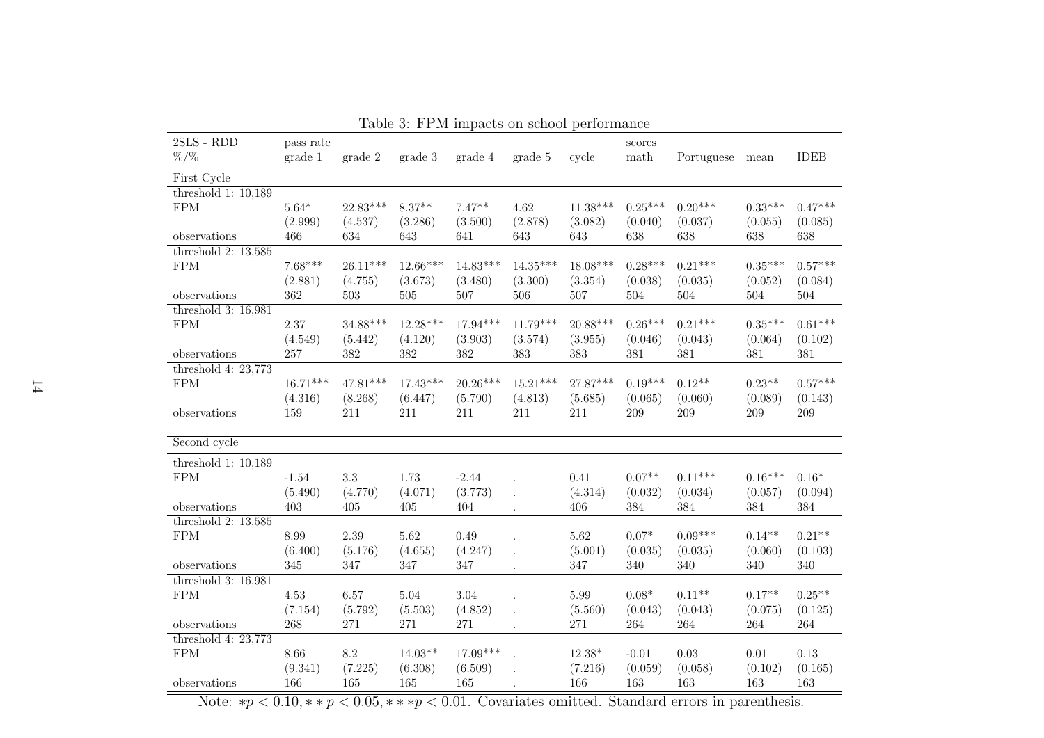Table 3: FPM impacts on school performance

| 2SLS - RDD | pass rate | | | | | | scores | | | |
|---|---|---|---|---|---|---|---|---|---|---|
| %/% | grade 1 | grade 2 | grade 3 | grade 4 | grade 5 | cycle | math | Portuguese | mean | IDEB |
| First Cycle | | | | | | | | | | |
| threshold 1: 10,189 | | | | | | | | | | |
| FPM | 5.64* | 22.83*** | 8.37** | 7.47** | 4.62 | 11.38*** | 0.25*** | 0.20*** | 0.33*** | 0.47*** |
| | (2.999) | (4.537) | (3.286) | (3.500) | (2.878) | (3.082) | (0.040) | (0.037) | (0.055) | (0.085) |
| observations | 466 | 634 | 643 | 641 | 643 | 643 | 638 | 638 | 638 | 638 |
| threshold 2: 13,585 | | | | | | | | | | |
| FPM | 7.68*** | 26.11*** | 12.66*** | 14.83*** | 14.35*** | 18.08*** | 0.28*** | 0.21*** | 0.35*** | 0.57*** |
| | (2.881) | (4.755) | (3.673) | (3.480) | (3.300) | (3.354) | (0.038) | (0.035) | (0.052) | (0.084) |
| observations | 362 | 503 | 505 | 507 | 506 | 507 | 504 | 504 | 504 | 504 |
| threshold 3: 16,981 | | | | | | | | | | |
| FPM | 2.37 | 34.88*** | 12.28*** | 17.94*** | 11.79*** | 20.88*** | 0.26*** | 0.21*** | 0.35*** | 0.61*** |
| | (4.549) | (5.442) | (4.120) | (3.903) | (3.574) | (3.955) | (0.046) | (0.043) | (0.064) | (0.102) |
| observations | 257 | 382 | 382 | 382 | 383 | 383 | 381 | 381 | 381 | 381 |
| threshold 4: 23,773 | | | | | | | | | | |
| FPM | 16.71*** | 47.81*** | 17.43*** | 20.26*** | 15.21*** | 27.87*** | 0.19*** | 0.12** | 0.23** | 0.57*** |
| | (4.316) | (8.268) | (6.447) | (5.790) | (4.813) | (5.685) | (0.065) | (0.060) | (0.089) | (0.143) |
| observations | 159 | 211 | 211 | 211 | 211 | 211 | 209 | 209 | 209 | 209 |
| Second cycle | | | | | | | | | | |
| threshold 1: 10,189 | | | | | | | | | | |
| FPM | -1.54 | 3.3 | 1.73 | -2.44 | . | 0.41 | 0.07** | 0.11*** | 0.16*** | 0.16* |
| | (5.490) | (4.770) | (4.071) | (3.773) | . | (4.314) | (0.032) | (0.034) | (0.057) | (0.094) |
| observations | 403 | 405 | 405 | 404 | . | 406 | 384 | 384 | 384 | 384 |
| threshold 2: 13,585 | | | | | | | | | | |
| FPM | 8.99 | 2.39 | 5.62 | 0.49 | . | 5.62 | 0.07* | 0.09*** | 0.14** | 0.21** |
| | (6.400) | (5.176) | (4.655) | (4.247) | . | (5.001) | (0.035) | (0.035) | (0.060) | (0.103) |
| observations | 345 | 347 | 347 | 347 | . | 347 | 340 | 340 | 340 | 340 |
| threshold 3: 16,981 | | | | | | | | | | |
| FPM | 4.53 | 6.57 | 5.04 | 3.04 | . | 5.99 | 0.08* | 0.11** | 0.17** | 0.25** |
| | (7.154) | (5.792) | (5.503) | (4.852) | . | (5.560) | (0.043) | (0.043) | (0.075) | (0.125) |
| observations | 268 | 271 | 271 | 271 | . | 271 | 264 | 264 | 264 | 264 |
| threshold 4: 23,773 | | | | | | | | | | |
| FPM | 8.66 | 8.2 | 14.03** | 17.09*** | . | 12.38* | -0.01 | 0.03 | 0.01 | 0.13 |
| | (9.341) | (7.225) | (6.308) | (6.509) | . | (7.216) | (0.059) | (0.058) | (0.102) | (0.165) |
| observations | 166 | 165 | 165 | 165 | . | 166 | 163 | 163 | 163 | 163 |

Note: $*p < 0.10, **p < 0.05, ***p < 0.01$. Covariates omitted. Standard errors in parenthesis.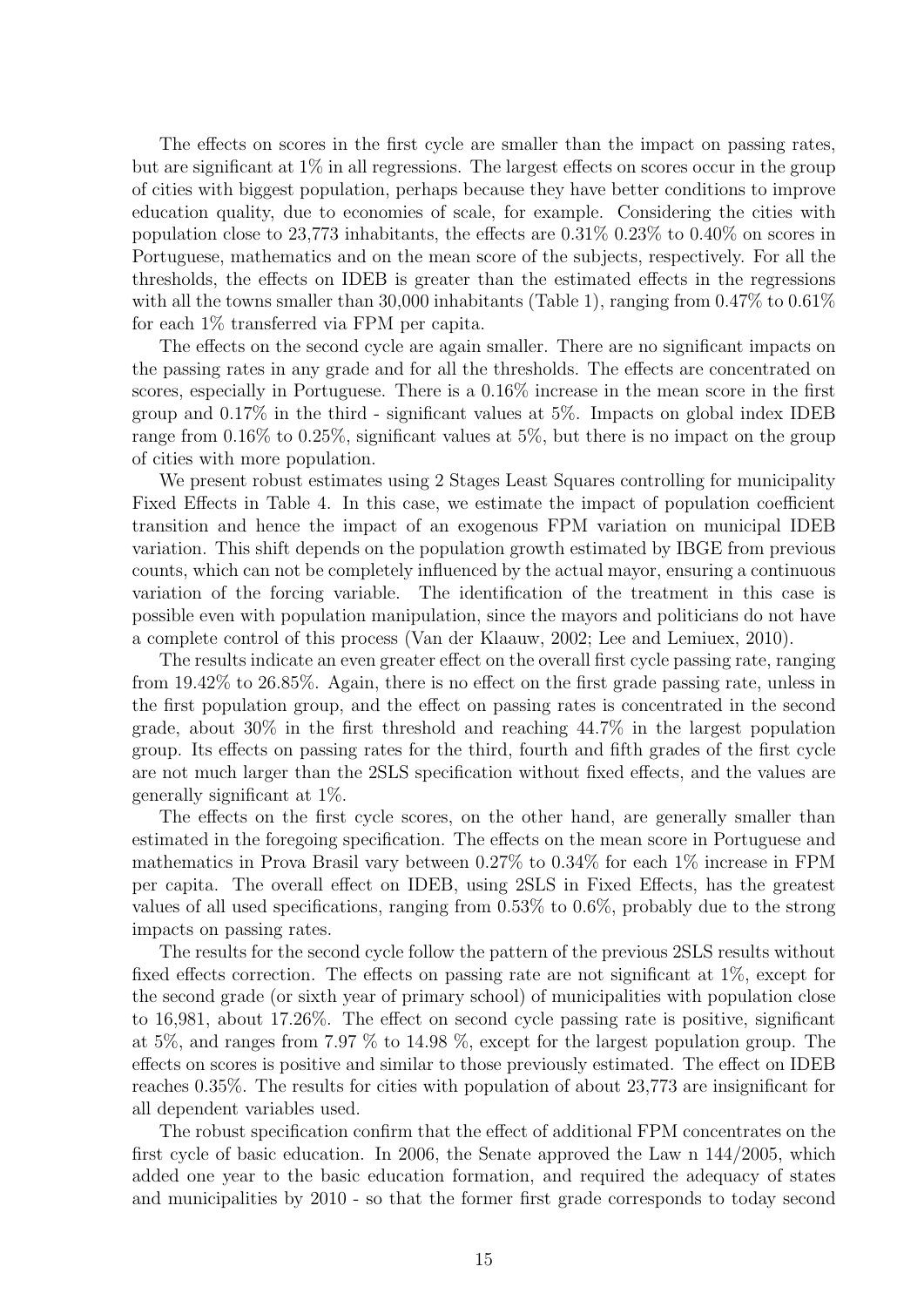The effects on scores in the first cycle are smaller than the impact on passing rates, but are significant at 1% in all regressions. The largest effects on scores occur in the group of cities with biggest population, perhaps because they have better conditions to improve education quality, due to economies of scale, for example. Considering the cities with population close to 23,773 inhabitants, the effects are 0.31% 0.23% to 0.40% on scores in Portuguese, mathematics and on the mean score of the subjects, respectively. For all the thresholds, the effects on IDEB is greater than the estimated effects in the regressions with all the towns smaller than 30,000 inhabitants (Table 1), ranging from 0.47% to 0.61% for each 1% transferred via FPM per capita.

The effects on the second cycle are again smaller. There are no significant impacts on the passing rates in any grade and for all the thresholds. The effects are concentrated on scores, especially in Portuguese. There is a 0.16% increase in the mean score in the first group and 0.17% in the third - significant values at 5%. Impacts on global index IDEB range from 0.16% to 0.25%, significant values at 5%, but there is no impact on the group of cities with more population.

We present robust estimates using 2 Stages Least Squares controlling for municipality Fixed Effects in Table 4. In this case, we estimate the impact of population coefficient transition and hence the impact of an exogenous FPM variation on municipal IDEB variation. This shift depends on the population growth estimated by IBGE from previous counts, which can not be completely influenced by the actual mayor, ensuring a continuous variation of the forcing variable. The identification of the treatment in this case is possible even with population manipulation, since the mayors and politicians do not have a complete control of this process (Van der Klaauw, 2002; Lee and Lemiuex, 2010).

The results indicate an even greater effect on the overall first cycle passing rate, ranging from 19.42% to 26.85%. Again, there is no effect on the first grade passing rate, unless in the first population group, and the effect on passing rates is concentrated in the second grade, about 30% in the first threshold and reaching 44.7% in the largest population group. Its effects on passing rates for the third, fourth and fifth grades of the first cycle are not much larger than the 2SLS specification without fixed effects, and the values are generally significant at 1%.

The effects on the first cycle scores, on the other hand, are generally smaller than estimated in the foregoing specification. The effects on the mean score in Portuguese and mathematics in Prova Brasil vary between 0.27% to 0.34% for each 1% increase in FPM per capita. The overall effect on IDEB, using 2SLS in Fixed Effects, has the greatest values of all used specifications, ranging from 0.53% to 0.6%, probably due to the strong impacts on passing rates.

The results for the second cycle follow the pattern of the previous 2SLS results without fixed effects correction. The effects on passing rate are not significant at 1%, except for the second grade (or sixth year of primary school) of municipalities with population close to 16,981, about 17.26%. The effect on second cycle passing rate is positive, significant at 5%, and ranges from 7.97 % to 14.98 %, except for the largest population group. The effects on scores is positive and similar to those previously estimated. The effect on IDEB reaches 0.35%. The results for cities with population of about 23,773 are insignificant for all dependent variables used.

The robust specification confirm that the effect of additional FPM concentrates on the first cycle of basic education. In 2006, the Senate approved the Law n 144/2005, which added one year to the basic education formation, and required the adequacy of states and municipalities by 2010 - so that the former first grade corresponds to today second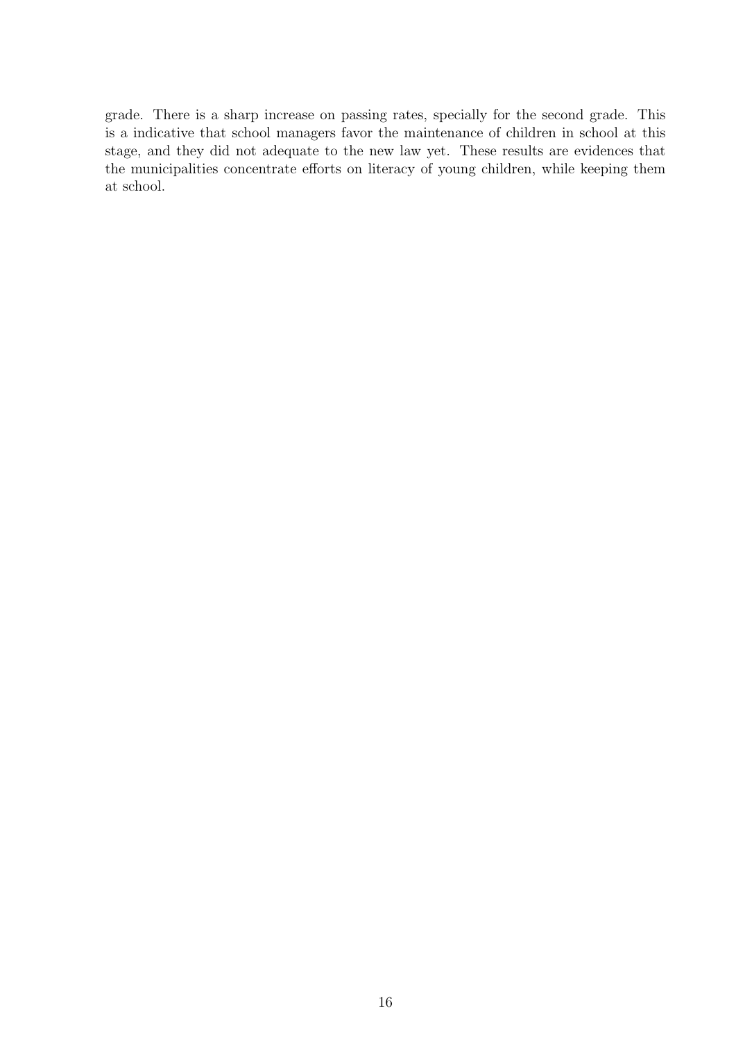grade. There is a sharp increase on passing rates, specially for the second grade. This is a indicative that school managers favor the maintenance of children in school at this stage, and they did not adequate to the new law yet. These results are evidences that the municipalities concentrate efforts on literacy of young children, while keeping them at school.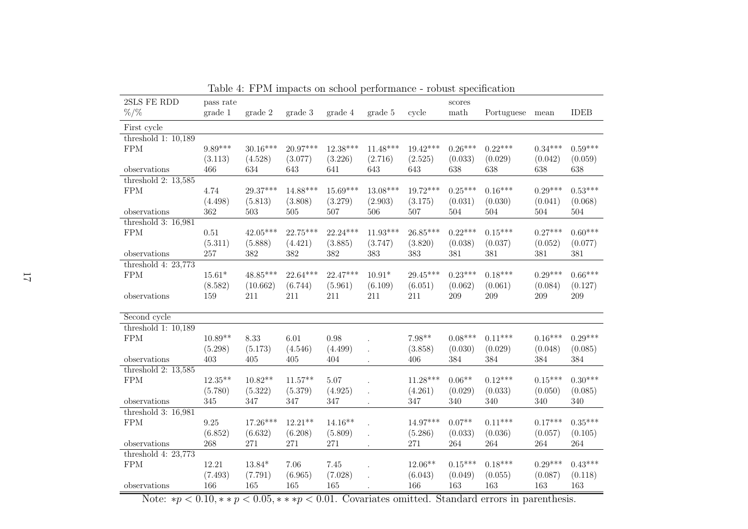Table 4: FPM impacts on school performance - robust specification

| 2SLS FE RDD | pass rate | | | | | | scores | | | |
|---|---|---|---|---|---|---|---|---|---|---|
| %/% | grade 1 | grade 2 | grade 3 | grade 4 | grade 5 | cycle | math | Portuguese | mean | IDEB |
| First cycle | | | | | | | | | | |
| threshold 1: 10,189 | | | | | | | | | | |
| FPM | 9.89*** | 30.16*** | 20.97*** | 12.38*** | 11.48*** | 19.42*** | 0.26*** | 0.22*** | 0.34*** | 0.59*** |
| | (3.113) | (4.528) | (3.077) | (3.226) | (2.716) | (2.525) | (0.033) | (0.029) | (0.042) | (0.059) |
| observations | 466 | 634 | 643 | 641 | 643 | 643 | 638 | 638 | 638 | 638 |
| threshold 2: 13,585 | | | | | | | | | | |
| FPM | 4.74 | 29.37*** | 14.88*** | 15.69*** | 13.08*** | 19.72*** | 0.25*** | 0.16*** | 0.29*** | 0.53*** |
| | (4.498) | (5.813) | (3.808) | (3.279) | (2.903) | (3.175) | (0.031) | (0.030) | (0.041) | (0.068) |
| observations | 362 | 503 | 505 | 507 | 506 | 507 | 504 | 504 | 504 | 504 |
| threshold 3: 16,981 | | | | | | | | | | |
| FPM | 0.51 | 42.05*** | 22.75*** | 22.24*** | 11.93*** | 26.85*** | 0.22*** | 0.15*** | 0.27*** | 0.60*** |
| | (5.311) | (5.888) | (4.421) | (3.885) | (3.747) | (3.820) | (0.038) | (0.037) | (0.052) | (0.077) |
| observations | 257 | 382 | 382 | 382 | 383 | 383 | 381 | 381 | 381 | 381 |
| threshold 4: 23,773 | | | | | | | | | | |
| FPM | 15.61* | 48.85*** | 22.64*** | 22.47*** | 10.91* | 29.45*** | 0.23*** | 0.18*** | 0.29*** | 0.66*** |
| | (8.582) | (10.662) | (6.744) | (5.961) | (6.109) | (6.051) | (0.062) | (0.061) | (0.084) | (0.127) |
| observations | 159 | 211 | 211 | 211 | 211 | 211 | 209 | 209 | 209 | 209 |
| Second cycle | | | | | | | | | | |
| threshold 1: 10,189 | | | | | | | | | | |
| FPM | 10.89** | 8.33 | 6.01 | 0.98 | . | 7.98** | 0.08*** | 0.11*** | 0.16*** | 0.29*** |
| | (5.298) | (5.173) | (4.546) | (4.499) | . | (3.858) | (0.030) | (0.029) | (0.048) | (0.085) |
| observations | 403 | 405 | 405 | 404 | . | 406 | 384 | 384 | 384 | 384 |
| threshold 2: 13,585 | | | | | | | | | | |
| FPM | 12.35** | 10.82** | 11.57** | 5.07 | . | 11.28*** | 0.06** | 0.12*** | 0.15*** | 0.30*** |
| | (5.780) | (5.322) | (5.379) | (4.925) | . | (4.261) | (0.029) | (0.033) | (0.050) | (0.085) |
| observations | 345 | 347 | 347 | 347 | . | 347 | 340 | 340 | 340 | 340 |
| threshold 3: 16,981 | | | | | | | | | | |
| FPM | 9.25 | 17.26*** | 12.21** | 14.16** | . | 14.97*** | 0.07** | 0.11*** | 0.17*** | 0.35*** |
| | (6.852) | (6.632) | (6.208) | (5.809) | . | (5.286) | (0.033) | (0.036) | (0.057) | (0.105) |
| observations | 268 | 271 | 271 | 271 | . | 271 | 264 | 264 | 264 | 264 |
| threshold 4: 23,773 | | | | | | | | | | |
| FPM | 12.21 | 13.84* | 7.06 | 7.45 | . | 12.06** | 0.15*** | 0.18*** | 0.29*** | 0.43*** |
| | (7.493) | (7.791) | (6.965) | (7.028) | . | (6.043) | (0.049) | (0.055) | (0.087) | (0.118) |
| observations | 166 | 165 | 165 | 165 | . | 166 | 163 | 163 | 163 | 163 |

Note: $*p < 0.10, **p < 0.05, ***p < 0.01$. Covariates omitted. Standard errors in parenthesis.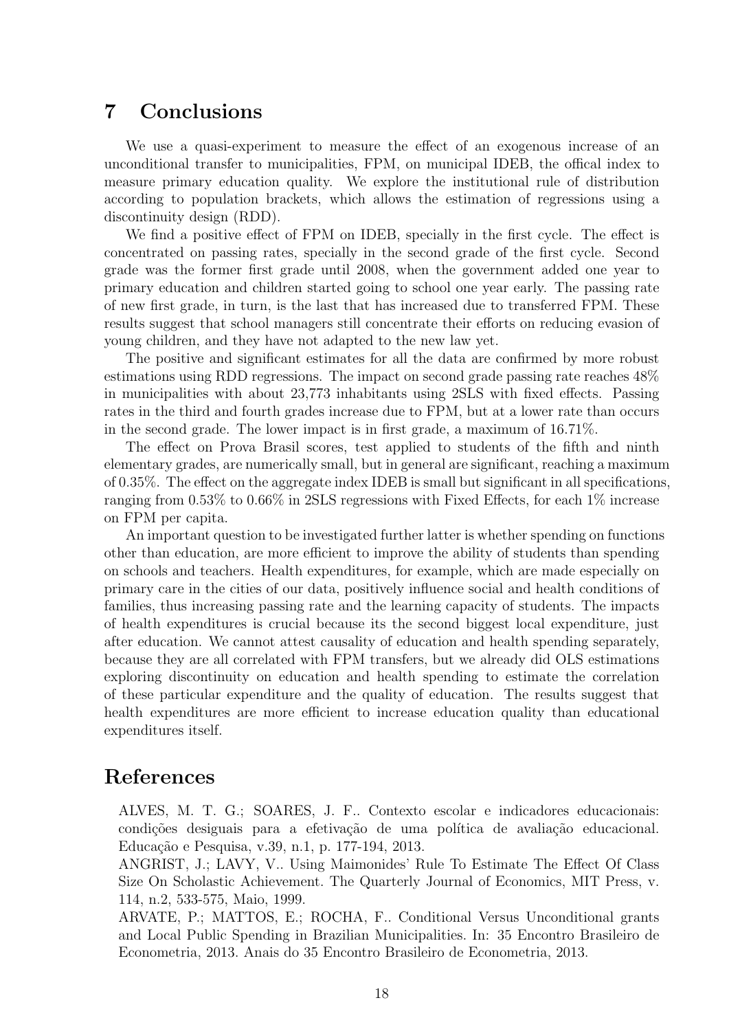## 7 Conclusions

We use a quasi-experiment to measure the effect of an exogenous increase of an unconditional transfer to municipalities, FPM, on municipal IDEB, the offical index to measure primary education quality. We explore the institutional rule of distribution according to population brackets, which allows the estimation of regressions using a discontinuity design (RDD).

We find a positive effect of FPM on IDEB, specially in the first cycle. The effect is concentrated on passing rates, specially in the second grade of the first cycle. Second grade was the former first grade until 2008, when the government added one year to primary education and children started going to school one year early. The passing rate of new first grade, in turn, is the last that has increased due to transferred FPM. These results suggest that school managers still concentrate their efforts on reducing evasion of young children, and they have not adapted to the new law yet.

The positive and significant estimates for all the data are confirmed by more robust estimations using RDD regressions. The impact on second grade passing rate reaches 48% in municipalities with about 23,773 inhabitants using 2SLS with fixed effects. Passing rates in the third and fourth grades increase due to FPM, but at a lower rate than occurs in the second grade. The lower impact is in first grade, a maximum of 16.71%.

The effect on Prova Brasil scores, test applied to students of the fifth and ninth elementary grades, are numerically small, but in general are significant, reaching a maximum of 0.35%. The effect on the aggregate index IDEB is small but significant in all specifications, ranging from 0.53% to 0.66% in 2SLS regressions with Fixed Effects, for each 1% increase on FPM per capita.

An important question to be investigated further latter is whether spending on functions other than education, are more efficient to improve the ability of students than spending on schools and teachers. Health expenditures, for example, which are made especially on primary care in the cities of our data, positively influence social and health conditions of families, thus increasing passing rate and the learning capacity of students. The impacts of health expenditures is crucial because its the second biggest local expenditure, just after education. We cannot attest causality of education and health spending separately, because they are all correlated with FPM transfers, but we already did OLS estimations exploring discontinuity on education and health spending to estimate the correlation of these particular expenditure and the quality of education. The results suggest that health expenditures are more efficient to increase education quality than educational expenditures itself.

## References

ALVES, M. T. G.; SOARES, J. F.. Contexto escolar e indicadores educacionais: condições desiguais para a efetivação de uma política de avaliação educacional. Educação e Pesquisa, v.39, n.1, p. 177-194, 2013.

ANGRIST, J.; LAVY, V.. Using Maimonides' Rule To Estimate The Effect Of Class Size On Scholastic Achievement. The Quarterly Journal of Economics, MIT Press, v. 114, n.2, 533-575, Maio, 1999.

ARVATE, P.; MATTOS, E.; ROCHA, F.. Conditional Versus Unconditional grants and Local Public Spending in Brazilian Municipalities. In: 35 Encontro Brasileiro de Econometria, 2013. Anais do 35 Encontro Brasileiro de Econometria, 2013.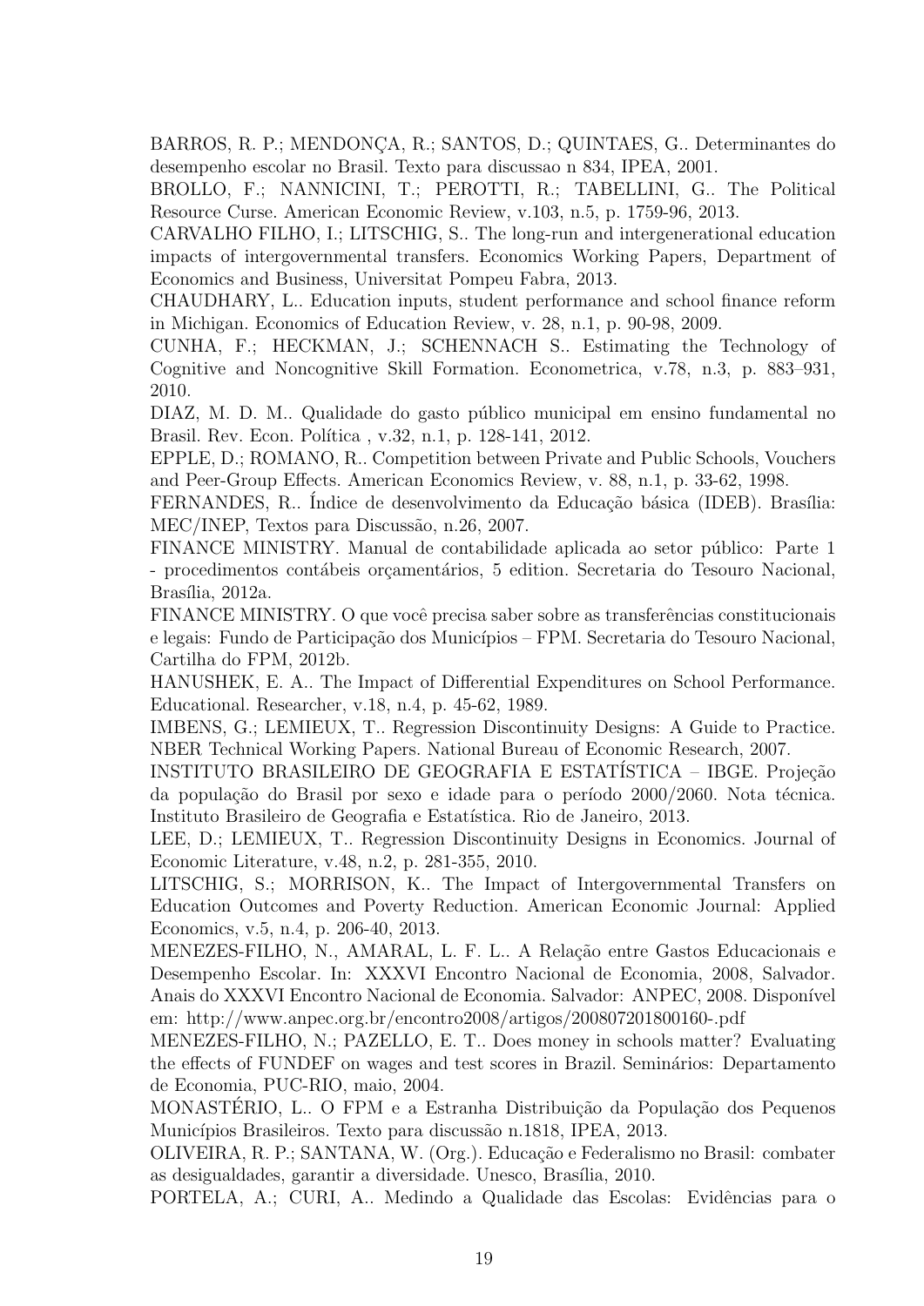BARROS, R. P.; MENDONÇA, R.; SANTOS, D.; QUINTAES, G.. Determinantes do desempenho escolar no Brasil. Texto para discussao n 834, IPEA, 2001.

BROLLO, F.; NANNICINI, T.; PEROTTI, R.; TABELLINI, G.. The Political Resource Curse. American Economic Review, v.103, n.5, p. 1759-96, 2013.

CARVALHO FILHO, I.; LITSCHIG, S.. The long-run and intergenerational education impacts of intergovernmental transfers. Economics Working Papers, Department of Economics and Business, Universitat Pompeu Fabra, 2013.

CHAUDHARY, L.. Education inputs, student performance and school finance reform in Michigan. Economics of Education Review, v. 28, n.1, p. 90-98, 2009.

CUNHA, F.; HECKMAN, J.; SCHENNACH S.. Estimating the Technology of Cognitive and Noncognitive Skill Formation. Econometrica, v.78, n.3, p. 883–931, 2010.

DIAZ, M. D. M.. Qualidade do gasto público municipal em ensino fundamental no Brasil. Rev. Econ. Política , v.32, n.1, p. 128-141, 2012.

EPPLE, D.; ROMANO, R.. Competition between Private and Public Schools, Vouchers and Peer-Group Effects. American Economics Review, v. 88, n.1, p. 33-62, 1998.

FERNANDES, R.. Índice de desenvolvimento da Educação básica (IDEB). Brasília: MEC/INEP, Textos para Discussão, n.26, 2007.

FINANCE MINISTRY. Manual de contabilidade aplicada ao setor público: Parte 1 - procedimentos contábeis orçamentários, 5 edition. Secretaria do Tesouro Nacional, Brasília, 2012a.

FINANCE MINISTRY. O que você precisa saber sobre as transferências constitucionais e legais: Fundo de Participação dos Municípios – FPM. Secretaria do Tesouro Nacional, Cartilha do FPM, 2012b.

HANUSHEK, E. A.. The Impact of Differential Expenditures on School Performance. Educational. Researcher, v.18, n.4, p. 45-62, 1989.

IMBENS, G.; LEMIEUX, T.. Regression Discontinuity Designs: A Guide to Practice. NBER Technical Working Papers. National Bureau of Economic Research, 2007.

INSTITUTO BRASILEIRO DE GEOGRAFIA E ESTATÍSTICA – IBGE. Projeção da população do Brasil por sexo e idade para o período 2000/2060. Nota técnica. Instituto Brasileiro de Geografia e Estatística. Rio de Janeiro, 2013.

LEE, D.; LEMIEUX, T.. Regression Discontinuity Designs in Economics. Journal of Economic Literature, v.48, n.2, p. 281-355, 2010.

LITSCHIG, S.; MORRISON, K.. The Impact of Intergovernmental Transfers on Education Outcomes and Poverty Reduction. American Economic Journal: Applied Economics, v.5, n.4, p. 206-40, 2013.

MENEZES-FILHO, N., AMARAL, L. F. L.. A Relação entre Gastos Educacionais e Desempenho Escolar. In: XXXVI Encontro Nacional de Economia, 2008, Salvador. Anais do XXXVI Encontro Nacional de Economia. Salvador: ANPEC, 2008. Disponível em: http://www.anpec.org.br/encontro2008/artigos/200807201800160-.pdf

MENEZES-FILHO, N.; PAZELLO, E. T.. Does money in schools matter? Evaluating the effects of FUNDEF on wages and test scores in Brazil. Seminários: Departamento de Economia, PUC-RIO, maio, 2004.

MONASTÉRIO, L.. O FPM e a Estranha Distribuição da População dos Pequenos Municípios Brasileiros. Texto para discussão n.1818, IPEA, 2013.

OLIVEIRA, R. P.; SANTANA, W. (Org.). Educação e Federalismo no Brasil: combater as desigualdades, garantir a diversidade. Unesco, Brasília, 2010.

PORTELA, A.; CURI, A.. Medindo a Qualidade das Escolas: Evidências para o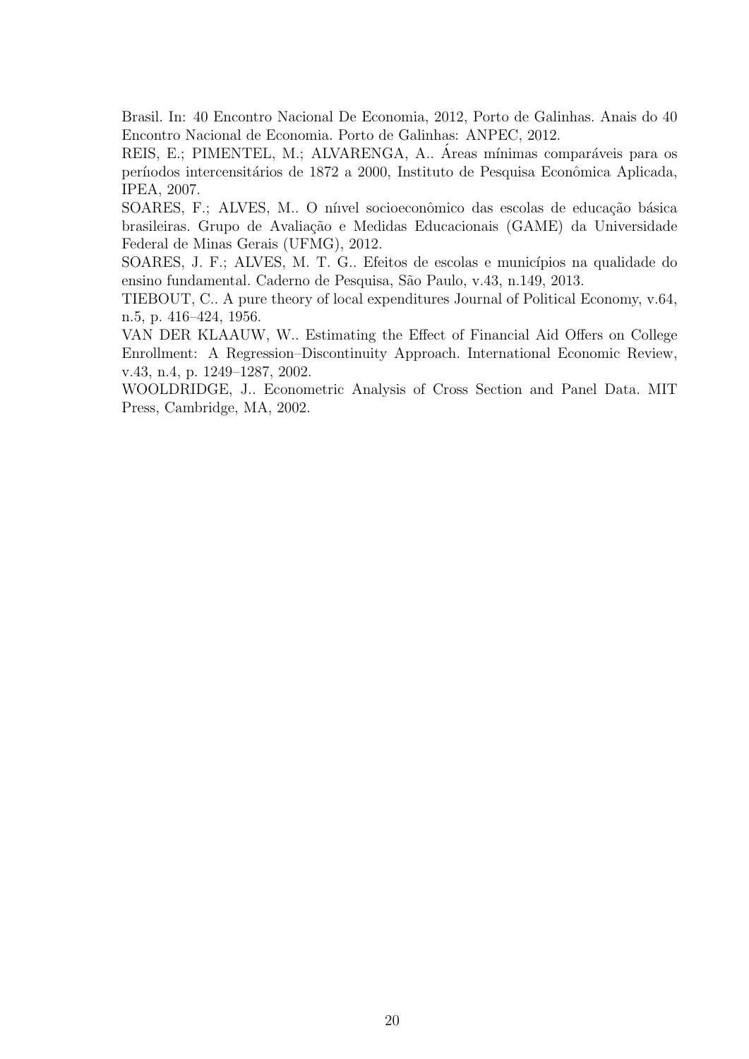Brasil. In: 40 Encontro Nacional De Economia, 2012, Porto de Galinhas. Anais do 40 Encontro Nacional de Economia. Porto de Galinhas: ANPEC, 2012.

REIS, E.; PIMENTEL, M.; ALVARENGA, A.. Áreas mínimas comparáveis para os períodos intercensitários de 1872 a 2000, Instituto de Pesquisa Econômica Aplicada, IPEA, 2007.

SOARES, F.; ALVES, M.. O nível socioeconômico das escolas de educação básica brasileiras. Grupo de Avaliação e Medidas Educacionais (GAME) da Universidade Federal de Minas Gerais (UFMG), 2012.

SOARES, J. F.; ALVES, M. T. G.. Efeitos de escolas e municípios na qualidade do ensino fundamental. Caderno de Pesquisa, São Paulo, v.43, n.149, 2013.

TIEBOUT, C.. A pure theory of local expenditures Journal of Political Economy, v.64, n.5, p. 416–424, 1956.

VAN DER KLAAUW, W.. Estimating the Effect of Financial Aid Offers on College Enrollment: A Regression–Discontinuity Approach. International Economic Review, v.43, n.4, p. 1249–1287, 2002.

WOOLDRIDGE, J.. Econometric Analysis of Cross Section and Panel Data. MIT Press, Cambridge, MA, 2002.